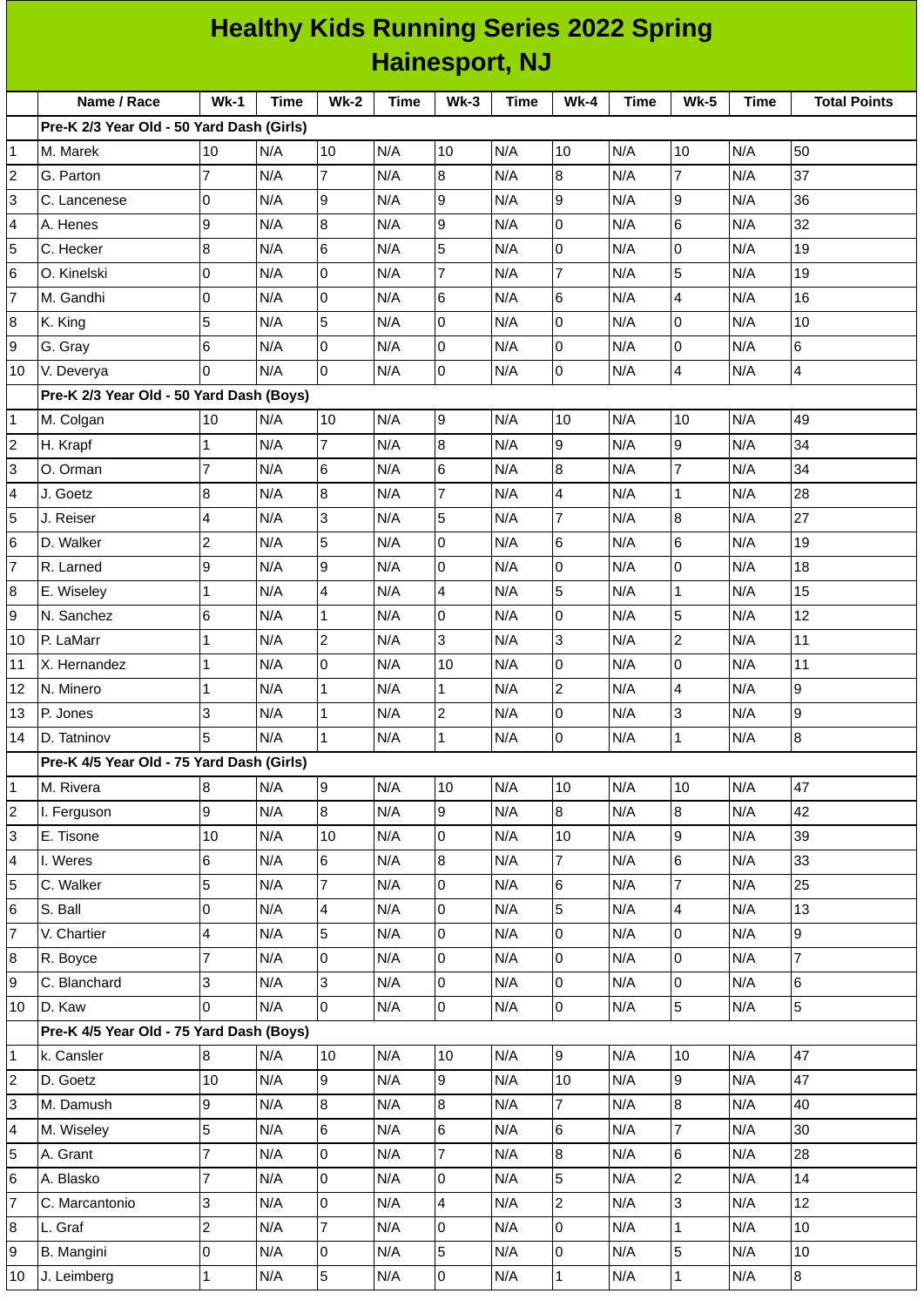# Healthy Kids Running Series 2022 Spring
## Hainesport, NJ

| | Name / Race | Wk-1 | Time | Wk-2 | Time | Wk-3 | Time | Wk-4 | Time | Wk-5 | Time | Total Points |
|---|---|---|---|---|---|---|---|---|---|---|---|---|
| | **Pre-K 2/3 Year Old - 50 Yard Dash (Girls)** | | | | | | | | | | | |
| 1 | M. Marek | 10 | N/A | 10 | N/A | 10 | N/A | 10 | N/A | 10 | N/A | 50 |
| 2 | G. Parton | 7 | N/A | 7 | N/A | 8 | N/A | 8 | N/A | 7 | N/A | 37 |
| 3 | C. Lancenese | 0 | N/A | 9 | N/A | 9 | N/A | 9 | N/A | 9 | N/A | 36 |
| 4 | A. Henes | 9 | N/A | 8 | N/A | 9 | N/A | 0 | N/A | 6 | N/A | 32 |
| 5 | C. Hecker | 8 | N/A | 6 | N/A | 5 | N/A | 0 | N/A | 0 | N/A | 19 |
| 6 | O. Kinelski | 0 | N/A | 0 | N/A | 7 | N/A | 7 | N/A | 5 | N/A | 19 |
| 7 | M. Gandhi | 0 | N/A | 0 | N/A | 6 | N/A | 6 | N/A | 4 | N/A | 16 |
| 8 | K. King | 5 | N/A | 5 | N/A | 0 | N/A | 0 | N/A | 0 | N/A | 10 |
| 9 | G. Gray | 6 | N/A | 0 | N/A | 0 | N/A | 0 | N/A | 0 | N/A | 6 |
| 10 | V. Deverya | 0 | N/A | 0 | N/A | 0 | N/A | 0 | N/A | 4 | N/A | 4 |
| | **Pre-K 2/3 Year Old - 50 Yard Dash (Boys)** | | | | | | | | | | | |
| 1 | M. Colgan | 10 | N/A | 10 | N/A | 9 | N/A | 10 | N/A | 10 | N/A | 49 |
| 2 | H. Krapf | 1 | N/A | 7 | N/A | 8 | N/A | 9 | N/A | 9 | N/A | 34 |
| 3 | O. Orman | 7 | N/A | 6 | N/A | 6 | N/A | 8 | N/A | 7 | N/A | 34 |
| 4 | J. Goetz | 8 | N/A | 8 | N/A | 7 | N/A | 4 | N/A | 1 | N/A | 28 |
| 5 | J. Reiser | 4 | N/A | 3 | N/A | 5 | N/A | 7 | N/A | 8 | N/A | 27 |
| 6 | D. Walker | 2 | N/A | 5 | N/A | 0 | N/A | 6 | N/A | 6 | N/A | 19 |
| 7 | R. Larned | 9 | N/A | 9 | N/A | 0 | N/A | 0 | N/A | 0 | N/A | 18 |
| 8 | E. Wiseley | 1 | N/A | 4 | N/A | 4 | N/A | 5 | N/A | 1 | N/A | 15 |
| 9 | N. Sanchez | 6 | N/A | 1 | N/A | 0 | N/A | 0 | N/A | 5 | N/A | 12 |
| 10 | P. LaMarr | 1 | N/A | 2 | N/A | 3 | N/A | 3 | N/A | 2 | N/A | 11 |
| 11 | X. Hernandez | 1 | N/A | 0 | N/A | 10 | N/A | 0 | N/A | 0 | N/A | 11 |
| 12 | N. Minero | 1 | N/A | 1 | N/A | 1 | N/A | 2 | N/A | 4 | N/A | 9 |
| 13 | P. Jones | 3 | N/A | 1 | N/A | 2 | N/A | 0 | N/A | 3 | N/A | 9 |
| 14 | D. Tatninov | 5 | N/A | 1 | N/A | 1 | N/A | 0 | N/A | 1 | N/A | 8 |
| | **Pre-K 4/5 Year Old - 75 Yard Dash (Girls)** | | | | | | | | | | | |
| 1 | M. Rivera | 8 | N/A | 9 | N/A | 10 | N/A | 10 | N/A | 10 | N/A | 47 |
| 2 | I. Ferguson | 9 | N/A | 8 | N/A | 9 | N/A | 8 | N/A | 8 | N/A | 42 |
| 3 | E. Tisone | 10 | N/A | 10 | N/A | 0 | N/A | 10 | N/A | 9 | N/A | 39 |
| 4 | I. Weres | 6 | N/A | 6 | N/A | 8 | N/A | 7 | N/A | 6 | N/A | 33 |
| 5 | C. Walker | 5 | N/A | 7 | N/A | 0 | N/A | 6 | N/A | 7 | N/A | 25 |
| 6 | S. Ball | 0 | N/A | 4 | N/A | 0 | N/A | 5 | N/A | 4 | N/A | 13 |
| 7 | V. Chartier | 4 | N/A | 5 | N/A | 0 | N/A | 0 | N/A | 0 | N/A | 9 |
| 8 | R. Boyce | 7 | N/A | 0 | N/A | 0 | N/A | 0 | N/A | 0 | N/A | 7 |
| 9 | C. Blanchard | 3 | N/A | 3 | N/A | 0 | N/A | 0 | N/A | 0 | N/A | 6 |
| 10 | D. Kaw | 0 | N/A | 0 | N/A | 0 | N/A | 0 | N/A | 5 | N/A | 5 |
| | **Pre-K 4/5 Year Old - 75 Yard Dash (Boys)** | | | | | | | | | | | |
| 1 | k. Cansler | 8 | N/A | 10 | N/A | 10 | N/A | 9 | N/A | 10 | N/A | 47 |
| 2 | D. Goetz | 10 | N/A | 9 | N/A | 9 | N/A | 10 | N/A | 9 | N/A | 47 |
| 3 | M. Damush | 9 | N/A | 8 | N/A | 8 | N/A | 7 | N/A | 8 | N/A | 40 |
| 4 | M. Wiseley | 5 | N/A | 6 | N/A | 6 | N/A | 6 | N/A | 7 | N/A | 30 |
| 5 | A. Grant | 7 | N/A | 0 | N/A | 7 | N/A | 8 | N/A | 6 | N/A | 28 |
| 6 | A. Blasko | 7 | N/A | 0 | N/A | 0 | N/A | 5 | N/A | 2 | N/A | 14 |
| 7 | C. Marcantonio | 3 | N/A | 0 | N/A | 4 | N/A | 2 | N/A | 3 | N/A | 12 |
| 8 | L. Graf | 2 | N/A | 7 | N/A | 0 | N/A | 0 | N/A | 1 | N/A | 10 |
| 9 | B. Mangini | 0 | N/A | 0 | N/A | 5 | N/A | 0 | N/A | 5 | N/A | 10 |
| 10 | J. Leimberg | 1 | N/A | 5 | N/A | 0 | N/A | 1 | N/A | 1 | N/A | 8 |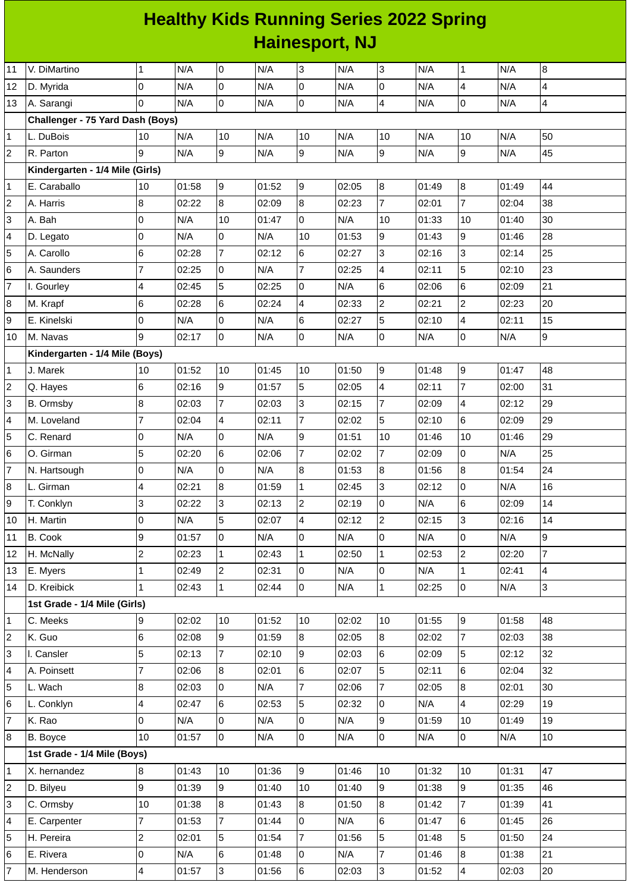# Healthy Kids Running Series 2022 Spring
## Hainesport, NJ

| | | | | | | | | | | | | |
|---|---|---|---|---|---|---|---|---|---|---|---|---|
| 11 | V. DiMartino | 1 | N/A | 0 | N/A | 3 | N/A | 3 | N/A | 1 | N/A | 8 |
| 12 | D. Myrida | 0 | N/A | 0 | N/A | 0 | N/A | 0 | N/A | 4 | N/A | 4 |
| 13 | A. Sarangi | 0 | N/A | 0 | N/A | 0 | N/A | 4 | N/A | 0 | N/A | 4 |
| | **Challenger - 75 Yard Dash (Boys)** | | | | | | | | | | | |
| 1 | L. DuBois | 10 | N/A | 10 | N/A | 10 | N/A | 10 | N/A | 10 | N/A | 50 |
| 2 | R. Parton | 9 | N/A | 9 | N/A | 9 | N/A | 9 | N/A | 9 | N/A | 45 |
| | **Kindergarten - 1/4 Mile (Girls)** | | | | | | | | | | | |
| 1 | E. Caraballo | 10 | 01:58 | 9 | 01:52 | 9 | 02:05 | 8 | 01:49 | 8 | 01:49 | 44 |
| 2 | A. Harris | 8 | 02:22 | 8 | 02:09 | 8 | 02:23 | 7 | 02:01 | 7 | 02:04 | 38 |
| 3 | A. Bah | 0 | N/A | 10 | 01:47 | 0 | N/A | 10 | 01:33 | 10 | 01:40 | 30 |
| 4 | D. Legato | 0 | N/A | 0 | N/A | 10 | 01:53 | 9 | 01:43 | 9 | 01:46 | 28 |
| 5 | A. Carollo | 6 | 02:28 | 7 | 02:12 | 6 | 02:27 | 3 | 02:16 | 3 | 02:14 | 25 |
| 6 | A. Saunders | 7 | 02:25 | 0 | N/A | 7 | 02:25 | 4 | 02:11 | 5 | 02:10 | 23 |
| 7 | I. Gourley | 4 | 02:45 | 5 | 02:25 | 0 | N/A | 6 | 02:06 | 6 | 02:09 | 21 |
| 8 | M. Krapf | 6 | 02:28 | 6 | 02:24 | 4 | 02:33 | 2 | 02:21 | 2 | 02:23 | 20 |
| 9 | E. Kinelski | 0 | N/A | 0 | N/A | 6 | 02:27 | 5 | 02:10 | 4 | 02:11 | 15 |
| 10 | M. Navas | 9 | 02:17 | 0 | N/A | 0 | N/A | 0 | N/A | 0 | N/A | 9 |
| | **Kindergarten - 1/4 Mile (Boys)** | | | | | | | | | | | |
| 1 | J. Marek | 10 | 01:52 | 10 | 01:45 | 10 | 01:50 | 9 | 01:48 | 9 | 01:47 | 48 |
| 2 | Q. Hayes | 6 | 02:16 | 9 | 01:57 | 5 | 02:05 | 4 | 02:11 | 7 | 02:00 | 31 |
| 3 | B. Ormsby | 8 | 02:03 | 7 | 02:03 | 3 | 02:15 | 7 | 02:09 | 4 | 02:12 | 29 |
| 4 | M. Loveland | 7 | 02:04 | 4 | 02:11 | 7 | 02:02 | 5 | 02:10 | 6 | 02:09 | 29 |
| 5 | C. Renard | 0 | N/A | 0 | N/A | 9 | 01:51 | 10 | 01:46 | 10 | 01:46 | 29 |
| 6 | O. Girman | 5 | 02:20 | 6 | 02:06 | 7 | 02:02 | 7 | 02:09 | 0 | N/A | 25 |
| 7 | N. Hartsough | 0 | N/A | 0 | N/A | 8 | 01:53 | 8 | 01:56 | 8 | 01:54 | 24 |
| 8 | L. Girman | 4 | 02:21 | 8 | 01:59 | 1 | 02:45 | 3 | 02:12 | 0 | N/A | 16 |
| 9 | T. Conklyn | 3 | 02:22 | 3 | 02:13 | 2 | 02:19 | 0 | N/A | 6 | 02:09 | 14 |
| 10 | H. Martin | 0 | N/A | 5 | 02:07 | 4 | 02:12 | 2 | 02:15 | 3 | 02:16 | 14 |
| 11 | B. Cook | 9 | 01:57 | 0 | N/A | 0 | N/A | 0 | N/A | 0 | N/A | 9 |
| 12 | H. McNally | 2 | 02:23 | 1 | 02:43 | 1 | 02:50 | 1 | 02:53 | 2 | 02:20 | 7 |
| 13 | E. Myers | 1 | 02:49 | 2 | 02:31 | 0 | N/A | 0 | N/A | 1 | 02:41 | 4 |
| 14 | D. Kreibick | 1 | 02:43 | 1 | 02:44 | 0 | N/A | 1 | 02:25 | 0 | N/A | 3 |
| | **1st Grade - 1/4 Mile (Girls)** | | | | | | | | | | | |
| 1 | C. Meeks | 9 | 02:02 | 10 | 01:52 | 10 | 02:02 | 10 | 01:55 | 9 | 01:58 | 48 |
| 2 | K. Guo | 6 | 02:08 | 9 | 01:59 | 8 | 02:05 | 8 | 02:02 | 7 | 02:03 | 38 |
| 3 | I. Cansler | 5 | 02:13 | 7 | 02:10 | 9 | 02:03 | 6 | 02:09 | 5 | 02:12 | 32 |
| 4 | A. Poinsett | 7 | 02:06 | 8 | 02:01 | 6 | 02:07 | 5 | 02:11 | 6 | 02:04 | 32 |
| 5 | L. Wach | 8 | 02:03 | 0 | N/A | 7 | 02:06 | 7 | 02:05 | 8 | 02:01 | 30 |
| 6 | L. Conklyn | 4 | 02:47 | 6 | 02:53 | 5 | 02:32 | 0 | N/A | 4 | 02:29 | 19 |
| 7 | K. Rao | 0 | N/A | 0 | N/A | 0 | N/A | 9 | 01:59 | 10 | 01:49 | 19 |
| 8 | B. Boyce | 10 | 01:57 | 0 | N/A | 0 | N/A | 0 | N/A | 0 | N/A | 10 |
| | **1st Grade - 1/4 Mile (Boys)** | | | | | | | | | | | |
| 1 | X. hernandez | 8 | 01:43 | 10 | 01:36 | 9 | 01:46 | 10 | 01:32 | 10 | 01:31 | 47 |
| 2 | D. Bilyeu | 9 | 01:39 | 9 | 01:40 | 10 | 01:40 | 9 | 01:38 | 9 | 01:35 | 46 |
| 3 | C. Ormsby | 10 | 01:38 | 8 | 01:43 | 8 | 01:50 | 8 | 01:42 | 7 | 01:39 | 41 |
| 4 | E. Carpenter | 7 | 01:53 | 7 | 01:44 | 0 | N/A | 6 | 01:47 | 6 | 01:45 | 26 |
| 5 | H. Pereira | 2 | 02:01 | 5 | 01:54 | 7 | 01:56 | 5 | 01:48 | 5 | 01:50 | 24 |
| 6 | E. Rivera | 0 | N/A | 6 | 01:48 | 0 | N/A | 7 | 01:46 | 8 | 01:38 | 21 |
| 7 | M. Henderson | 4 | 01:57 | 3 | 01:56 | 6 | 02:03 | 3 | 01:52 | 4 | 02:03 | 20 |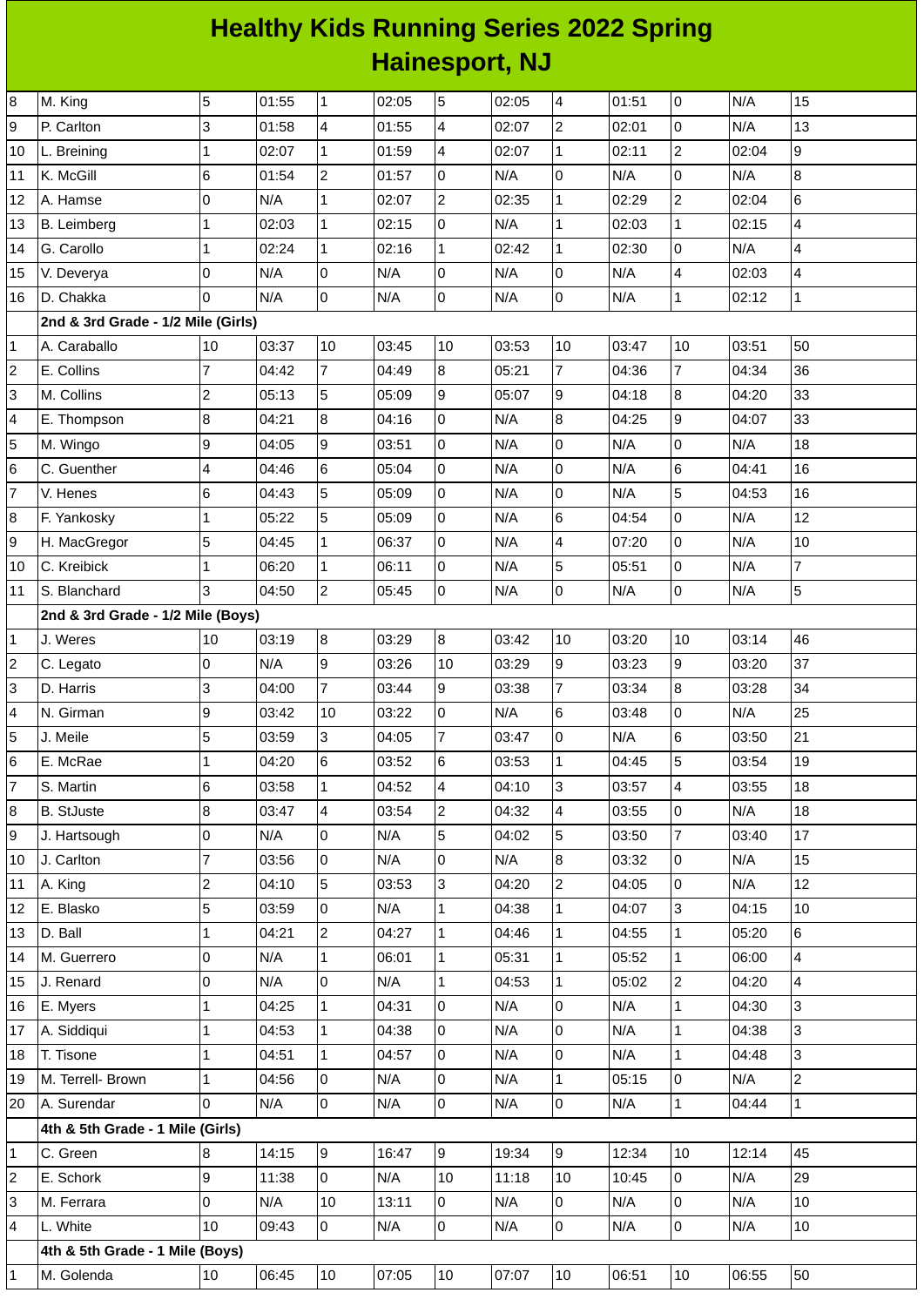# Healthy Kids Running Series 2022 Spring
## Hainesport, NJ

| | | | | | | | | | | | | |
|---|---|---|---|---|---|---|---|---|---|---|---|---|
| 8 | M. King | 5 | 01:55 | 1 | 02:05 | 5 | 02:05 | 4 | 01:51 | 0 | N/A | 15 |
| 9 | P. Carlton | 3 | 01:58 | 4 | 01:55 | 4 | 02:07 | 2 | 02:01 | 0 | N/A | 13 |
| 10 | L. Breining | 1 | 02:07 | 1 | 01:59 | 4 | 02:07 | 1 | 02:11 | 2 | 02:04 | 9 |
| 11 | K. McGill | 6 | 01:54 | 2 | 01:57 | 0 | N/A | 0 | N/A | 0 | N/A | 8 |
| 12 | A. Hamse | 0 | N/A | 1 | 02:07 | 2 | 02:35 | 1 | 02:29 | 2 | 02:04 | 6 |
| 13 | B. Leimberg | 1 | 02:03 | 1 | 02:15 | 0 | N/A | 1 | 02:03 | 1 | 02:15 | 4 |
| 14 | G. Carollo | 1 | 02:24 | 1 | 02:16 | 1 | 02:42 | 1 | 02:30 | 0 | N/A | 4 |
| 15 | V. Deverya | 0 | N/A | 0 | N/A | 0 | N/A | 0 | N/A | 4 | 02:03 | 4 |
| 16 | D. Chakka | 0 | N/A | 0 | N/A | 0 | N/A | 0 | N/A | 1 | 02:12 | 1 |
| | **2nd & 3rd Grade - 1/2 Mile (Girls)** | | | | | | | | | | | |
| 1 | A. Caraballo | 10 | 03:37 | 10 | 03:45 | 10 | 03:53 | 10 | 03:47 | 10 | 03:51 | 50 |
| 2 | E. Collins | 7 | 04:42 | 7 | 04:49 | 8 | 05:21 | 7 | 04:36 | 7 | 04:34 | 36 |
| 3 | M. Collins | 2 | 05:13 | 5 | 05:09 | 9 | 05:07 | 9 | 04:18 | 8 | 04:20 | 33 |
| 4 | E. Thompson | 8 | 04:21 | 8 | 04:16 | 0 | N/A | 8 | 04:25 | 9 | 04:07 | 33 |
| 5 | M. Wingo | 9 | 04:05 | 9 | 03:51 | 0 | N/A | 0 | N/A | 0 | N/A | 18 |
| 6 | C. Guenther | 4 | 04:46 | 6 | 05:04 | 0 | N/A | 0 | N/A | 6 | 04:41 | 16 |
| 7 | V. Henes | 6 | 04:43 | 5 | 05:09 | 0 | N/A | 0 | N/A | 5 | 04:53 | 16 |
| 8 | F. Yankosky | 1 | 05:22 | 5 | 05:09 | 0 | N/A | 6 | 04:54 | 0 | N/A | 12 |
| 9 | H. MacGregor | 5 | 04:45 | 1 | 06:37 | 0 | N/A | 4 | 07:20 | 0 | N/A | 10 |
| 10 | C. Kreibick | 1 | 06:20 | 1 | 06:11 | 0 | N/A | 5 | 05:51 | 0 | N/A | 7 |
| 11 | S. Blanchard | 3 | 04:50 | 2 | 05:45 | 0 | N/A | 0 | N/A | 0 | N/A | 5 |
| | **2nd & 3rd Grade - 1/2 Mile (Boys)** | | | | | | | | | | | |
| 1 | J. Weres | 10 | 03:19 | 8 | 03:29 | 8 | 03:42 | 10 | 03:20 | 10 | 03:14 | 46 |
| 2 | C. Legato | 0 | N/A | 9 | 03:26 | 10 | 03:29 | 9 | 03:23 | 9 | 03:20 | 37 |
| 3 | D. Harris | 3 | 04:00 | 7 | 03:44 | 9 | 03:38 | 7 | 03:34 | 8 | 03:28 | 34 |
| 4 | N. Girman | 9 | 03:42 | 10 | 03:22 | 0 | N/A | 6 | 03:48 | 0 | N/A | 25 |
| 5 | J. Meile | 5 | 03:59 | 3 | 04:05 | 7 | 03:47 | 0 | N/A | 6 | 03:50 | 21 |
| 6 | E. McRae | 1 | 04:20 | 6 | 03:52 | 6 | 03:53 | 1 | 04:45 | 5 | 03:54 | 19 |
| 7 | S. Martin | 6 | 03:58 | 1 | 04:52 | 4 | 04:10 | 3 | 03:57 | 4 | 03:55 | 18 |
| 8 | B. StJuste | 8 | 03:47 | 4 | 03:54 | 2 | 04:32 | 4 | 03:55 | 0 | N/A | 18 |
| 9 | J. Hartsough | 0 | N/A | 0 | N/A | 5 | 04:02 | 5 | 03:50 | 7 | 03:40 | 17 |
| 10 | J. Carlton | 7 | 03:56 | 0 | N/A | 0 | N/A | 8 | 03:32 | 0 | N/A | 15 |
| 11 | A. King | 2 | 04:10 | 5 | 03:53 | 3 | 04:20 | 2 | 04:05 | 0 | N/A | 12 |
| 12 | E. Blasko | 5 | 03:59 | 0 | N/A | 1 | 04:38 | 1 | 04:07 | 3 | 04:15 | 10 |
| 13 | D. Ball | 1 | 04:21 | 2 | 04:27 | 1 | 04:46 | 1 | 04:55 | 1 | 05:20 | 6 |
| 14 | M. Guerrero | 0 | N/A | 1 | 06:01 | 1 | 05:31 | 1 | 05:52 | 1 | 06:00 | 4 |
| 15 | J. Renard | 0 | N/A | 0 | N/A | 1 | 04:53 | 1 | 05:02 | 2 | 04:20 | 4 |
| 16 | E. Myers | 1 | 04:25 | 1 | 04:31 | 0 | N/A | 0 | N/A | 1 | 04:30 | 3 |
| 17 | A. Siddiqui | 1 | 04:53 | 1 | 04:38 | 0 | N/A | 0 | N/A | 1 | 04:38 | 3 |
| 18 | T. Tisone | 1 | 04:51 | 1 | 04:57 | 0 | N/A | 0 | N/A | 1 | 04:48 | 3 |
| 19 | M. Terrell- Brown | 1 | 04:56 | 0 | N/A | 0 | N/A | 1 | 05:15 | 0 | N/A | 2 |
| 20 | A. Surendar | 0 | N/A | 0 | N/A | 0 | N/A | 0 | N/A | 1 | 04:44 | 1 |
| | **4th & 5th Grade - 1 Mile (Girls)** | | | | | | | | | | | |
| 1 | C. Green | 8 | 14:15 | 9 | 16:47 | 9 | 19:34 | 9 | 12:34 | 10 | 12:14 | 45 |
| 2 | E. Schork | 9 | 11:38 | 0 | N/A | 10 | 11:18 | 10 | 10:45 | 0 | N/A | 29 |
| 3 | M. Ferrara | 0 | N/A | 10 | 13:11 | 0 | N/A | 0 | N/A | 0 | N/A | 10 |
| 4 | L. White | 10 | 09:43 | 0 | N/A | 0 | N/A | 0 | N/A | 0 | N/A | 10 |
| | **4th & 5th Grade - 1 Mile (Boys)** | | | | | | | | | | | |
| 1 | M. Golenda | 10 | 06:45 | 10 | 07:05 | 10 | 07:07 | 10 | 06:51 | 10 | 06:55 | 50 |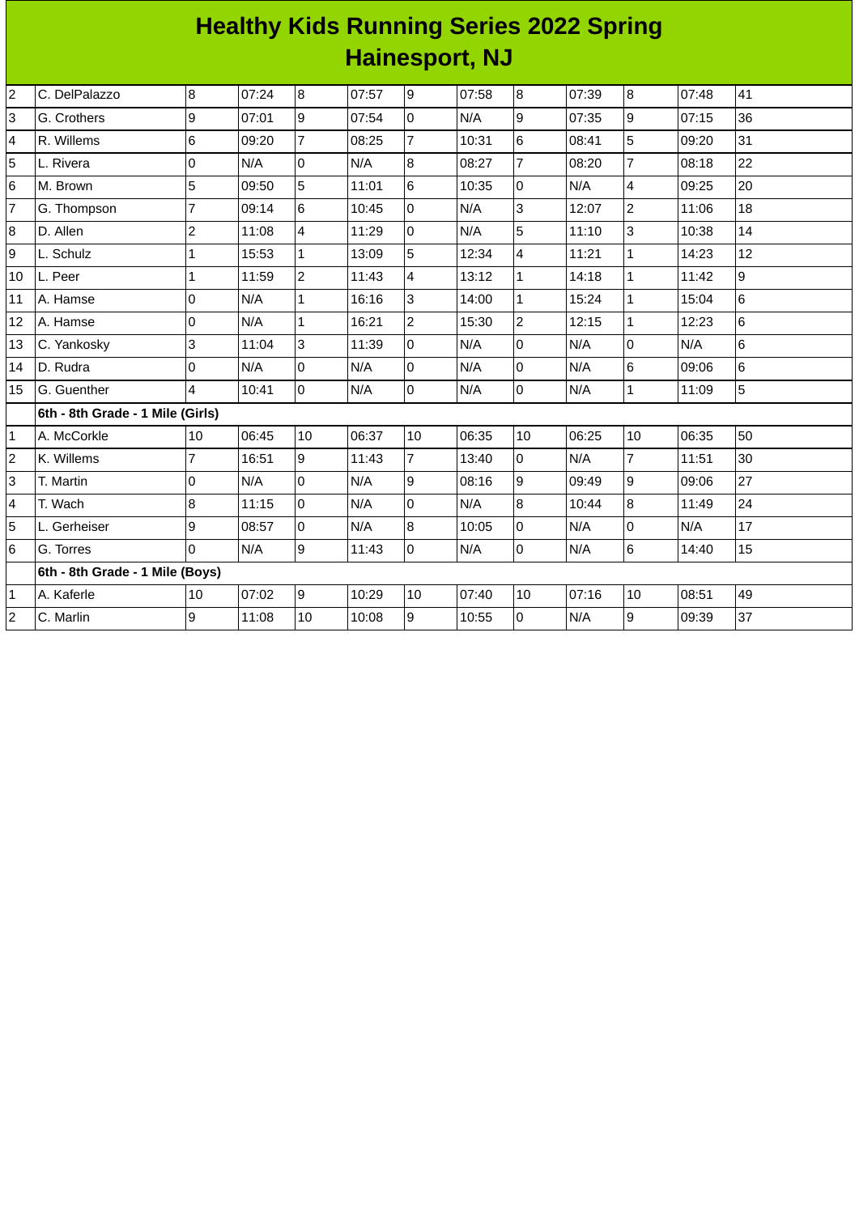# Healthy Kids Running Series 2022 Spring
## Hainesport, NJ

| | | | | | | | | | | | | |
|---|---|---|---|---|---|---|---|---|---|---|---|---|
| 2 | C. DelPalazzo | 8 | 07:24 | 8 | 07:57 | 9 | 07:58 | 8 | 07:39 | 8 | 07:48 | 41 |
| 3 | G. Crothers | 9 | 07:01 | 9 | 07:54 | 0 | N/A | 9 | 07:35 | 9 | 07:15 | 36 |
| 4 | R. Willems | 6 | 09:20 | 7 | 08:25 | 7 | 10:31 | 6 | 08:41 | 5 | 09:20 | 31 |
| 5 | L. Rivera | 0 | N/A | 0 | N/A | 8 | 08:27 | 7 | 08:20 | 7 | 08:18 | 22 |
| 6 | M. Brown | 5 | 09:50 | 5 | 11:01 | 6 | 10:35 | 0 | N/A | 4 | 09:25 | 20 |
| 7 | G. Thompson | 7 | 09:14 | 6 | 10:45 | 0 | N/A | 3 | 12:07 | 2 | 11:06 | 18 |
| 8 | D. Allen | 2 | 11:08 | 4 | 11:29 | 0 | N/A | 5 | 11:10 | 3 | 10:38 | 14 |
| 9 | L. Schulz | 1 | 15:53 | 1 | 13:09 | 5 | 12:34 | 4 | 11:21 | 1 | 14:23 | 12 |
| 10 | L. Peer | 1 | 11:59 | 2 | 11:43 | 4 | 13:12 | 1 | 14:18 | 1 | 11:42 | 9 |
| 11 | A. Hamse | 0 | N/A | 1 | 16:16 | 3 | 14:00 | 1 | 15:24 | 1 | 15:04 | 6 |
| 12 | A. Hamse | 0 | N/A | 1 | 16:21 | 2 | 15:30 | 2 | 12:15 | 1 | 12:23 | 6 |
| 13 | C. Yankosky | 3 | 11:04 | 3 | 11:39 | 0 | N/A | 0 | N/A | 0 | N/A | 6 |
| 14 | D. Rudra | 0 | N/A | 0 | N/A | 0 | N/A | 0 | N/A | 6 | 09:06 | 6 |
| 15 | G. Guenther | 4 | 10:41 | 0 | N/A | 0 | N/A | 0 | N/A | 1 | 11:09 | 5 |
| | **6th - 8th Grade - 1 Mile (Girls)** | | | | | | | | | | | |
| 1 | A. McCorkle | 10 | 06:45 | 10 | 06:37 | 10 | 06:35 | 10 | 06:25 | 10 | 06:35 | 50 |
| 2 | K. Willems | 7 | 16:51 | 9 | 11:43 | 7 | 13:40 | 0 | N/A | 7 | 11:51 | 30 |
| 3 | T. Martin | 0 | N/A | 0 | N/A | 9 | 08:16 | 9 | 09:49 | 9 | 09:06 | 27 |
| 4 | T. Wach | 8 | 11:15 | 0 | N/A | 0 | N/A | 8 | 10:44 | 8 | 11:49 | 24 |
| 5 | L. Gerheiser | 9 | 08:57 | 0 | N/A | 8 | 10:05 | 0 | N/A | 0 | N/A | 17 |
| 6 | G. Torres | 0 | N/A | 9 | 11:43 | 0 | N/A | 0 | N/A | 6 | 14:40 | 15 |
| | **6th - 8th Grade - 1 Mile (Boys)** | | | | | | | | | | | |
| 1 | A. Kaferle | 10 | 07:02 | 9 | 10:29 | 10 | 07:40 | 10 | 07:16 | 10 | 08:51 | 49 |
| 2 | C. Marlin | 9 | 11:08 | 10 | 10:08 | 9 | 10:55 | 0 | N/A | 9 | 09:39 | 37 |